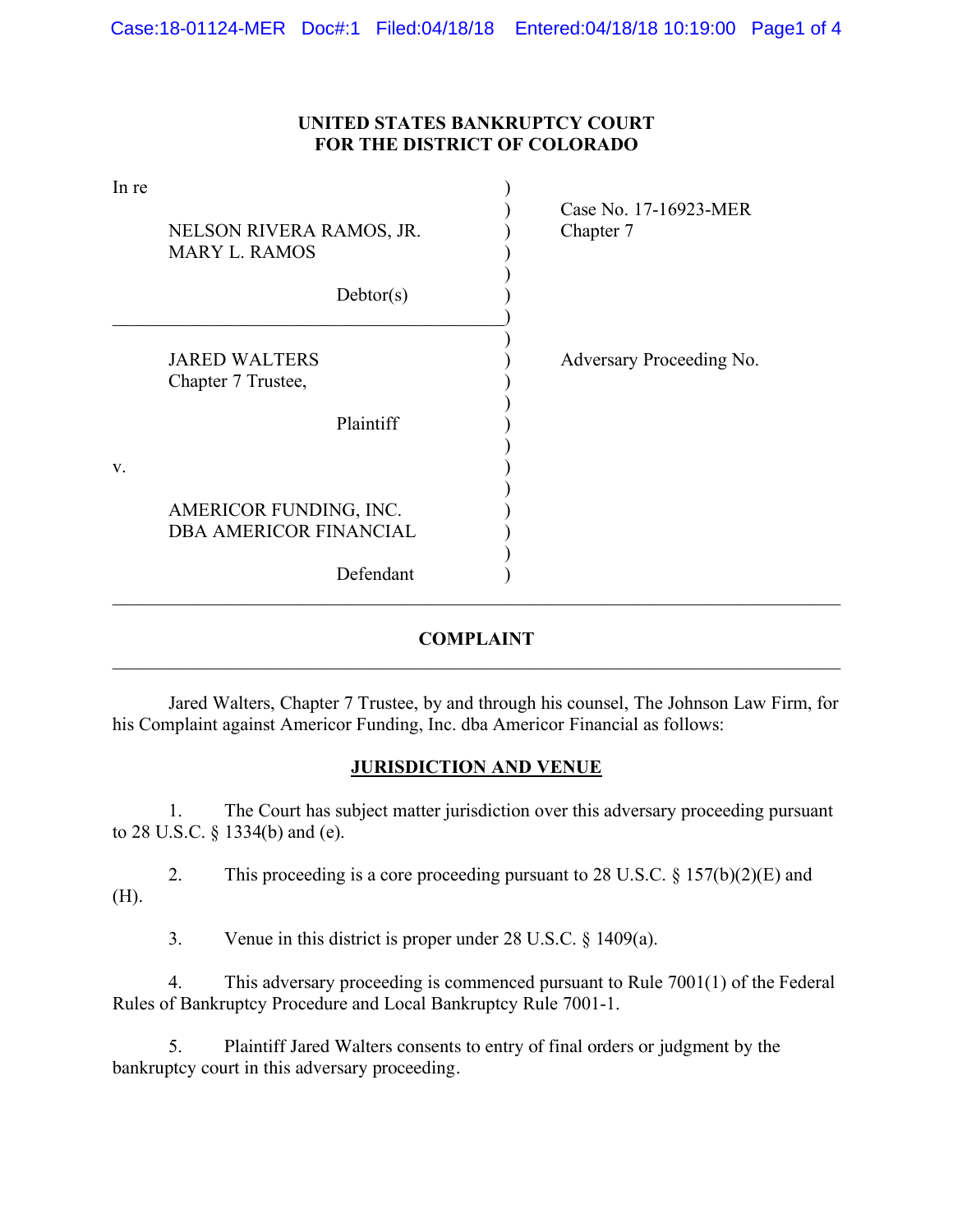**UNITED STATES BANKRUPTCY COURT**
**FOR THE DISTRICT OF COLORADO**

| | |
|---|---|
| In re<br><br>NELSON RIVERA RAMOS, JR.<br>MARY L. RAMOS<br><br>Debtor(s) | Case No. 17-16923-MER<br>Chapter 7 |
| JARED WALTERS<br>Chapter 7 Trustee,<br><br>Plaintiff<br><br>v.<br><br>AMERICOR FUNDING, INC.<br>DBA AMERICOR FINANCIAL<br><br>Defendant | Adversary Proceeding No. |

---

**COMPLAINT**

---

Jared Walters, Chapter 7 Trustee, by and through his counsel, The Johnson Law Firm, for his Complaint against Americor Funding, Inc. dba Americor Financial as follows:

**JURISDICTION AND VENUE**

1. The Court has subject matter jurisdiction over this adversary proceeding pursuant to 28 U.S.C. § 1334(b) and (e).

2. This proceeding is a core proceeding pursuant to 28 U.S.C. § 157(b)(2)(E) and (H).

3. Venue in this district is proper under 28 U.S.C. § 1409(a).

4. This adversary proceeding is commenced pursuant to Rule 7001(1) of the Federal Rules of Bankruptcy Procedure and Local Bankruptcy Rule 7001-1.

5. Plaintiff Jared Walters consents to entry of final orders or judgment by the bankruptcy court in this adversary proceeding.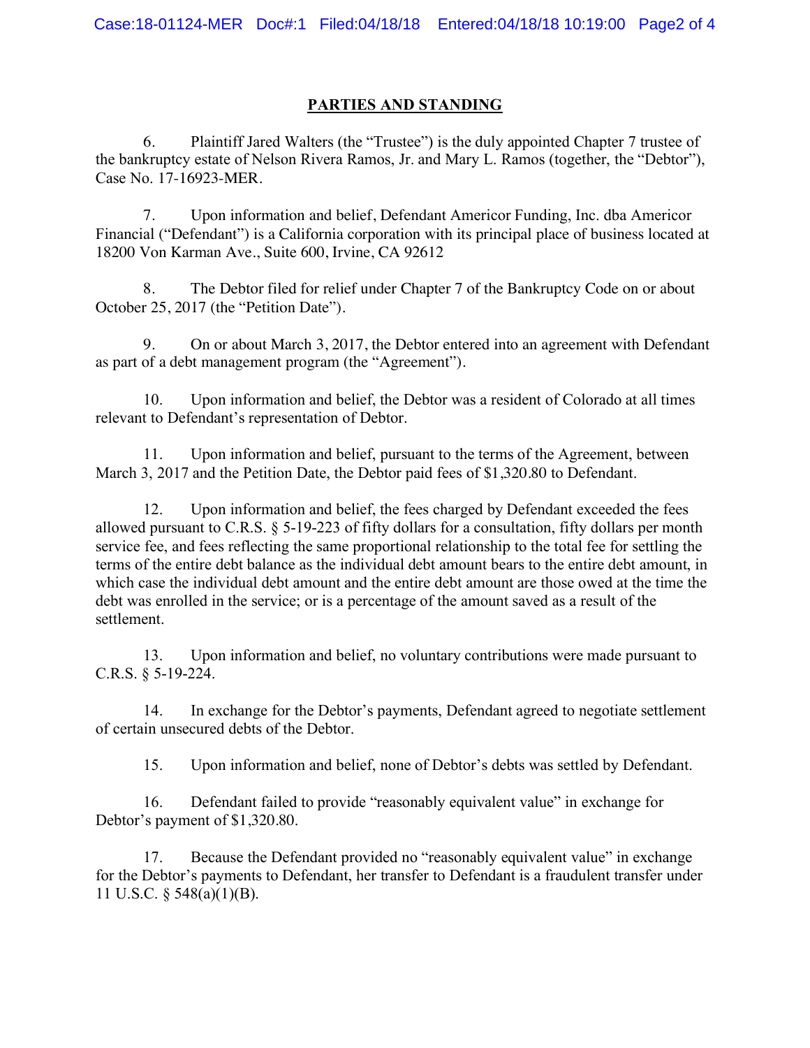## PARTIES AND STANDING

6. Plaintiff Jared Walters (the "Trustee") is the duly appointed Chapter 7 trustee of the bankruptcy estate of Nelson Rivera Ramos, Jr. and Mary L. Ramos (together, the "Debtor"), Case No. 17-16923-MER.

7. Upon information and belief, Defendant Americor Funding, Inc. dba Americor Financial ("Defendant") is a California corporation with its principal place of business located at 18200 Von Karman Ave., Suite 600, Irvine, CA 92612

8. The Debtor filed for relief under Chapter 7 of the Bankruptcy Code on or about October 25, 2017 (the "Petition Date").

9. On or about March 3, 2017, the Debtor entered into an agreement with Defendant as part of a debt management program (the "Agreement").

10. Upon information and belief, the Debtor was a resident of Colorado at all times relevant to Defendant's representation of Debtor.

11. Upon information and belief, pursuant to the terms of the Agreement, between March 3, 2017 and the Petition Date, the Debtor paid fees of $1,320.80 to Defendant.

12. Upon information and belief, the fees charged by Defendant exceeded the fees allowed pursuant to C.R.S. § 5-19-223 of fifty dollars for a consultation, fifty dollars per month service fee, and fees reflecting the same proportional relationship to the total fee for settling the terms of the entire debt balance as the individual debt amount bears to the entire debt amount, in which case the individual debt amount and the entire debt amount are those owed at the time the debt was enrolled in the service; or is a percentage of the amount saved as a result of the settlement.

13. Upon information and belief, no voluntary contributions were made pursuant to C.R.S. § 5-19-224.

14. In exchange for the Debtor's payments, Defendant agreed to negotiate settlement of certain unsecured debts of the Debtor.

15. Upon information and belief, none of Debtor's debts was settled by Defendant.

16. Defendant failed to provide "reasonably equivalent value" in exchange for Debtor's payment of $1,320.80.

17. Because the Defendant provided no "reasonably equivalent value" in exchange for the Debtor's payments to Defendant, her transfer to Defendant is a fraudulent transfer under 11 U.S.C. § 548(a)(1)(B).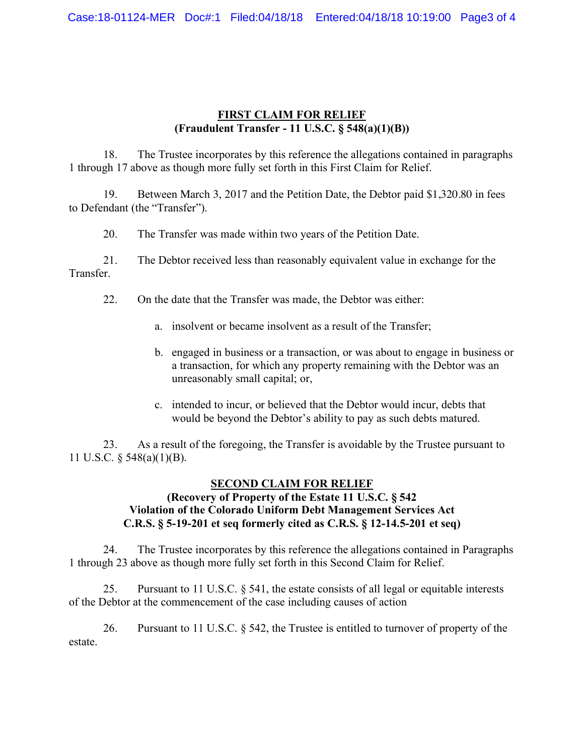## FIRST CLAIM FOR RELIEF
**(Fraudulent Transfer - 11 U.S.C. § 548(a)(1)(B))**

18. The Trustee incorporates by this reference the allegations contained in paragraphs 1 through 17 above as though more fully set forth in this First Claim for Relief.

19. Between March 3, 2017 and the Petition Date, the Debtor paid $1,320.80 in fees to Defendant (the "Transfer").

20. The Transfer was made within two years of the Petition Date.

21. The Debtor received less than reasonably equivalent value in exchange for the Transfer.

22. On the date that the Transfer was made, the Debtor was either:

   a. insolvent or became insolvent as a result of the Transfer;

   b. engaged in business or a transaction, or was about to engage in business or a transaction, for which any property remaining with the Debtor was an unreasonably small capital; or,

   c. intended to incur, or believed that the Debtor would incur, debts that would be beyond the Debtor's ability to pay as such debts matured.

23. As a result of the foregoing, the Transfer is avoidable by the Trustee pursuant to 11 U.S.C. § 548(a)(1)(B).

## SECOND CLAIM FOR RELIEF
**(Recovery of Property of the Estate 11 U.S.C. § 542**
**Violation of the Colorado Uniform Debt Management Services Act**
**C.R.S. § 5-19-201 et seq formerly cited as C.R.S. § 12-14.5-201 et seq)**

24. The Trustee incorporates by this reference the allegations contained in Paragraphs 1 through 23 above as though more fully set forth in this Second Claim for Relief.

25. Pursuant to 11 U.S.C. § 541, the estate consists of all legal or equitable interests of the Debtor at the commencement of the case including causes of action

26. Pursuant to 11 U.S.C. § 542, the Trustee is entitled to turnover of property of the estate.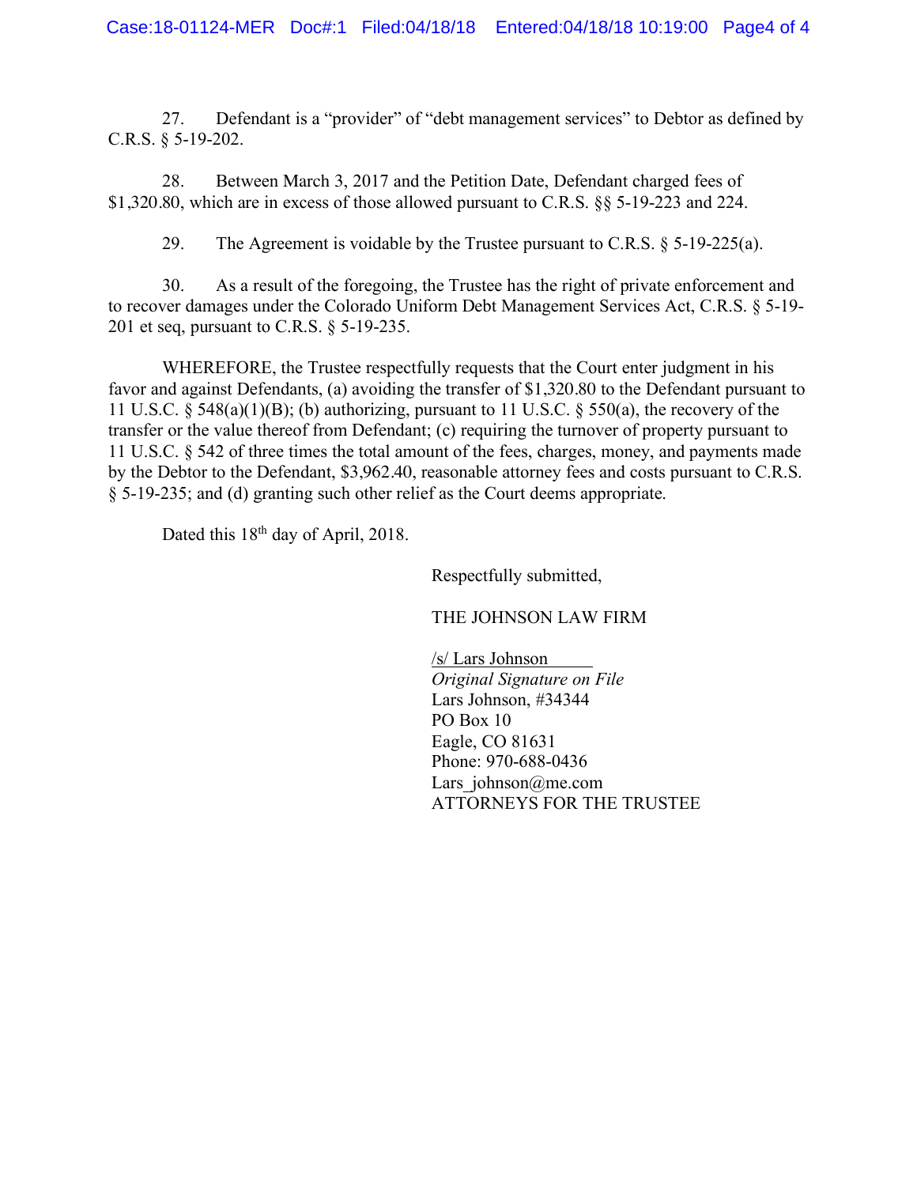27. Defendant is a "provider" of "debt management services" to Debtor as defined by C.R.S. § 5-19-202.

28. Between March 3, 2017 and the Petition Date, Defendant charged fees of $1,320.80, which are in excess of those allowed pursuant to C.R.S. §§ 5-19-223 and 224.

29. The Agreement is voidable by the Trustee pursuant to C.R.S. § 5-19-225(a).

30. As a result of the foregoing, the Trustee has the right of private enforcement and to recover damages under the Colorado Uniform Debt Management Services Act, C.R.S. § 5-19-201 et seq, pursuant to C.R.S. § 5-19-235.

WHEREFORE, the Trustee respectfully requests that the Court enter judgment in his favor and against Defendants, (a) avoiding the transfer of $1,320.80 to the Defendant pursuant to 11 U.S.C. § 548(a)(1)(B); (b) authorizing, pursuant to 11 U.S.C. § 550(a), the recovery of the transfer or the value thereof from Defendant; (c) requiring the turnover of property pursuant to 11 U.S.C. § 542 of three times the total amount of the fees, charges, money, and payments made by the Debtor to the Defendant, $3,962.40, reasonable attorney fees and costs pursuant to C.R.S. § 5-19-235; and (d) granting such other relief as the Court deems appropriate.

Dated this 18th day of April, 2018.

Respectfully submitted,

THE JOHNSON LAW FIRM

/s/ Lars Johnson
*Original Signature on File*
Lars Johnson, #34344
PO Box 10
Eagle, CO 81631
Phone: 970-688-0436
Lars_johnson@me.com
ATTORNEYS FOR THE TRUSTEE